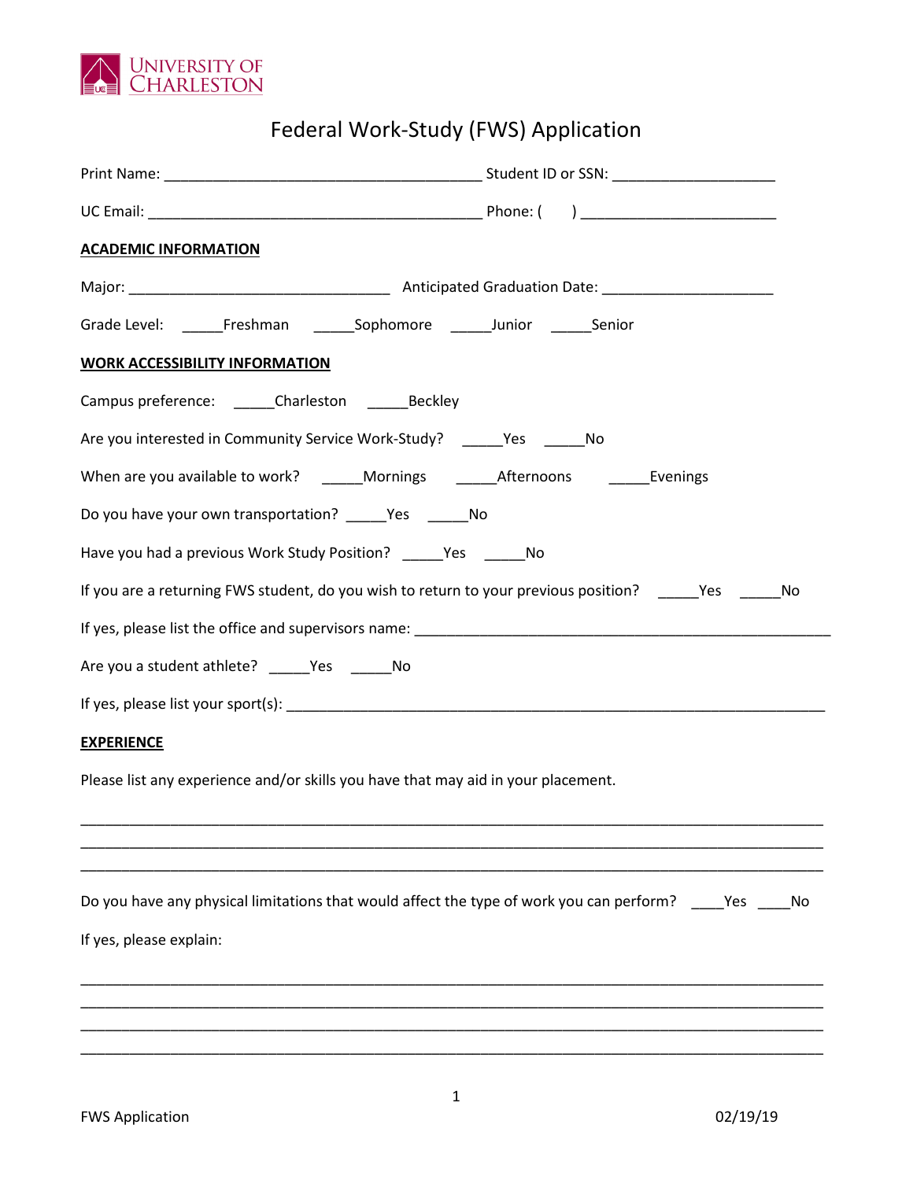University of Charleston

# Federal Work-Study (FWS) Application

Print Name: _______________________________________ Student ID or SSN: ____________________

UC Email: _________________________________________ Phone: (     ) _______________________

**ACADEMIC INFORMATION**

Major: ________________________________ Anticipated Graduation Date: ____________________

Grade Level: _____Freshman _____Sophomore _____Junior _____Senior

**WORK ACCESSIBILITY INFORMATION**

Campus preference: _____Charleston _____Beckley

Are you interested in Community Service Work-Study? _____Yes _____No

When are you available to work? _____Mornings _____Afternoons _____Evenings

Do you have your own transportation? _____Yes _____No

Have you had a previous Work Study Position? _____Yes _____No

If you are a returning FWS student, do you wish to return to your previous position? _____Yes _____No

If yes, please list the office and supervisors name: ____________________________________________________

Are you a student athlete? _____Yes _____No

If yes, please list your sport(s): __________________________________________________________________

**EXPERIENCE**

Please list any experience and/or skills you have that may aid in your placement.

_____________________________________________________________________________________________

_____________________________________________________________________________________________

_____________________________________________________________________________________________

Do you have any physical limitations that would affect the type of work you can perform? ____Yes ____No

If yes, please explain:

_____________________________________________________________________________________________

_____________________________________________________________________________________________

_____________________________________________________________________________________________

_____________________________________________________________________________________________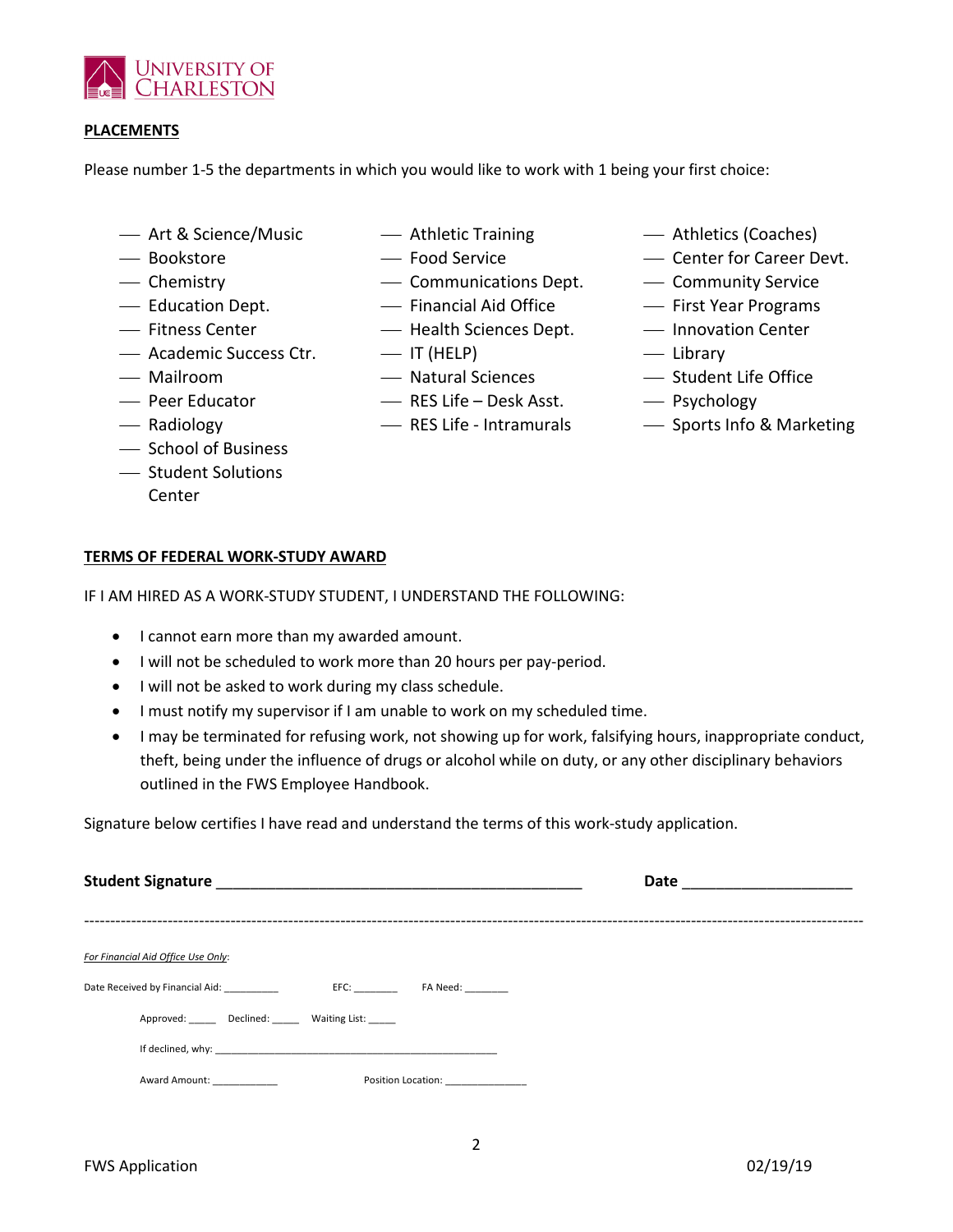University of Charleston

**PLACEMENTS**

Please number 1-5 the departments in which you would like to work with 1 being your first choice:

- ___ Art & Science/Music
- ___ Bookstore
- ___ Chemistry
- ___ Education Dept.
- ___ Fitness Center
- ___ Academic Success Ctr.
- ___ Mailroom
- ___ Peer Educator
- ___ Radiology
- ___ School of Business
- ___ Student Solutions Center
- ___ Athletic Training
- ___ Food Service
- ___ Communications Dept.
- ___ Financial Aid Office
- ___ Health Sciences Dept.
- ___ IT (HELP)
- ___ Natural Sciences
- ___ RES Life – Desk Asst.
- ___ RES Life - Intramurals
- ___ Athletics (Coaches)
- ___ Center for Career Devt.
- ___ Community Service
- ___ First Year Programs
- ___ Innovation Center
- ___ Library
- ___ Student Life Office
- ___ Psychology
- ___ Sports Info & Marketing

**TERMS OF FEDERAL WORK-STUDY AWARD**

IF I AM HIRED AS A WORK-STUDY STUDENT, I UNDERSTAND THE FOLLOWING:

- I cannot earn more than my awarded amount.
- I will not be scheduled to work more than 20 hours per pay-period.
- I will not be asked to work during my class schedule.
- I must notify my supervisor if I am unable to work on my scheduled time.
- I may be terminated for refusing work, not showing up for work, falsifying hours, inappropriate conduct, theft, being under the influence of drugs or alcohol while on duty, or any other disciplinary behaviors outlined in the FWS Employee Handbook.

Signature below certifies I have read and understand the terms of this work-study application.

**Student Signature** ____________________________________________ **Date** ____________________

---

*For Financial Aid Office Use Only*:

Date Received by Financial Aid: _________ EFC: _______ FA Need: _______

Approved: _____ Declined: _____ Waiting List: _____

If declined, why: _______________________________________________

Award Amount: ___________ Position Location: ______________

FWS Application 02/19/19